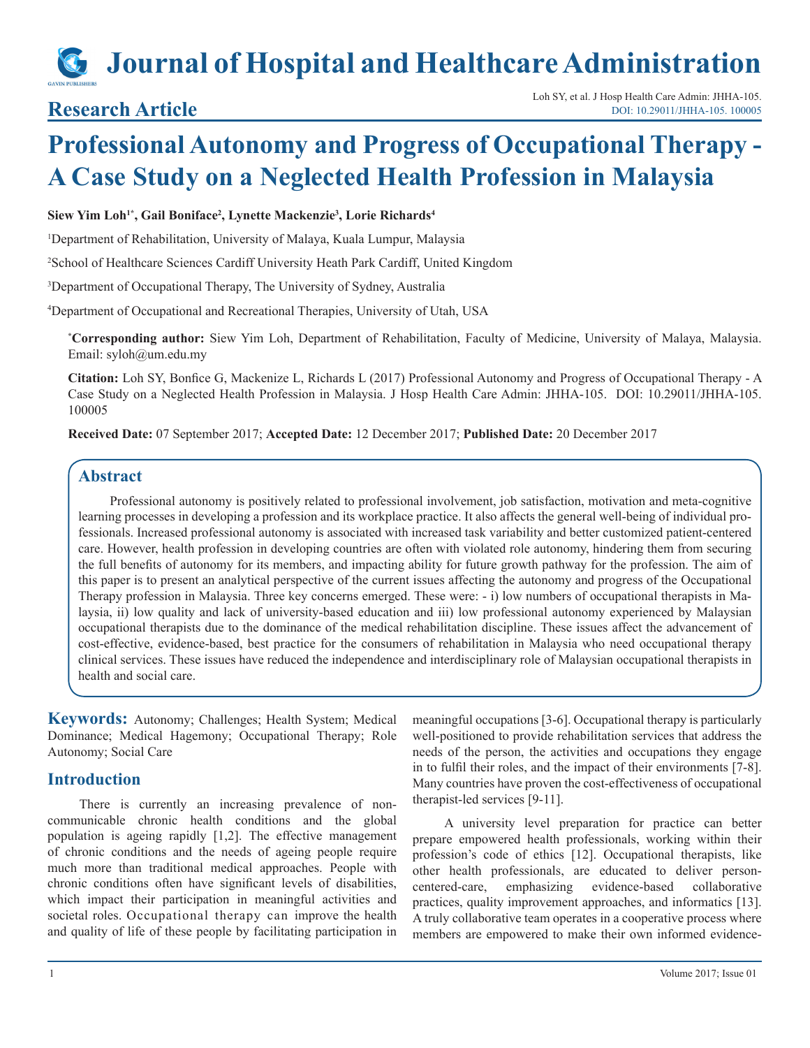# Journal of Hospital and Healthcare Administration

## Research Article

Loh SY, et al. J Hosp Health Care Admin: JHHA-105.
DOI: 10.29011/JHHA-105. 100005

# Professional Autonomy and Progress of Occupational Therapy - A Case Study on a Neglected Health Profession in Malaysia

**Siew Yim Loh[1*], Gail Boniface[2], Lynette Mackenzie[3], Lorie Richards[4]**

[1]Department of Rehabilitation, University of Malaya, Kuala Lumpur, Malaysia

[2]School of Healthcare Sciences Cardiff University Heath Park Cardiff, United Kingdom

[3]Department of Occupational Therapy, The University of Sydney, Australia

[4]Department of Occupational and Recreational Therapies, University of Utah, USA

[*]**Corresponding author:** Siew Yim Loh, Department of Rehabilitation, Faculty of Medicine, University of Malaya, Malaysia. Email: syloh@um.edu.my

**Citation:** Loh SY, Bonfice G, Mackenize L, Richards L (2017) Professional Autonomy and Progress of Occupational Therapy - A Case Study on a Neglected Health Profession in Malaysia. J Hosp Health Care Admin: JHHA-105. DOI: 10.29011/JHHA-105. 100005

**Received Date:** 07 September 2017; **Accepted Date:** 12 December 2017; **Published Date:** 20 December 2017

## Abstract

Professional autonomy is positively related to professional involvement, job satisfaction, motivation and meta-cognitive learning processes in developing a profession and its workplace practice. It also affects the general well-being of individual professionals. Increased professional autonomy is associated with increased task variability and better customized patient-centered care. However, health profession in developing countries are often with violated role autonomy, hindering them from securing the full benefits of autonomy for its members, and impacting ability for future growth pathway for the profession. The aim of this paper is to present an analytical perspective of the current issues affecting the autonomy and progress of the Occupational Therapy profession in Malaysia. Three key concerns emerged. These were: - i) low numbers of occupational therapists in Malaysia, ii) low quality and lack of university-based education and iii) low professional autonomy experienced by Malaysian occupational therapists due to the dominance of the medical rehabilitation discipline. These issues affect the advancement of cost-effective, evidence-based, best practice for the consumers of rehabilitation in Malaysia who need occupational therapy clinical services. These issues have reduced the independence and interdisciplinary role of Malaysian occupational therapists in health and social care.

**Keywords:** Autonomy; Challenges; Health System; Medical Dominance; Medical Hagemony; Occupational Therapy; Role Autonomy; Social Care

## Introduction

There is currently an increasing prevalence of non-communicable chronic health conditions and the global population is ageing rapidly [1,2]. The effective management of chronic conditions and the needs of ageing people require much more than traditional medical approaches. People with chronic conditions often have significant levels of disabilities, which impact their participation in meaningful activities and societal roles. Occupational therapy can improve the health and quality of life of these people by facilitating participation in meaningful occupations [3-6]. Occupational therapy is particularly well-positioned to provide rehabilitation services that address the needs of the person, the activities and occupations they engage in to fulfil their roles, and the impact of their environments [7-8]. Many countries have proven the cost-effectiveness of occupational therapist-led services [9-11].

A university level preparation for practice can better prepare empowered health professionals, working within their profession's code of ethics [12]. Occupational therapists, like other health professionals, are educated to deliver person-centered-care, emphasizing evidence-based collaborative practices, quality improvement approaches, and informatics [13]. A truly collaborative team operates in a cooperative process where members are empowered to make their own informed evidence-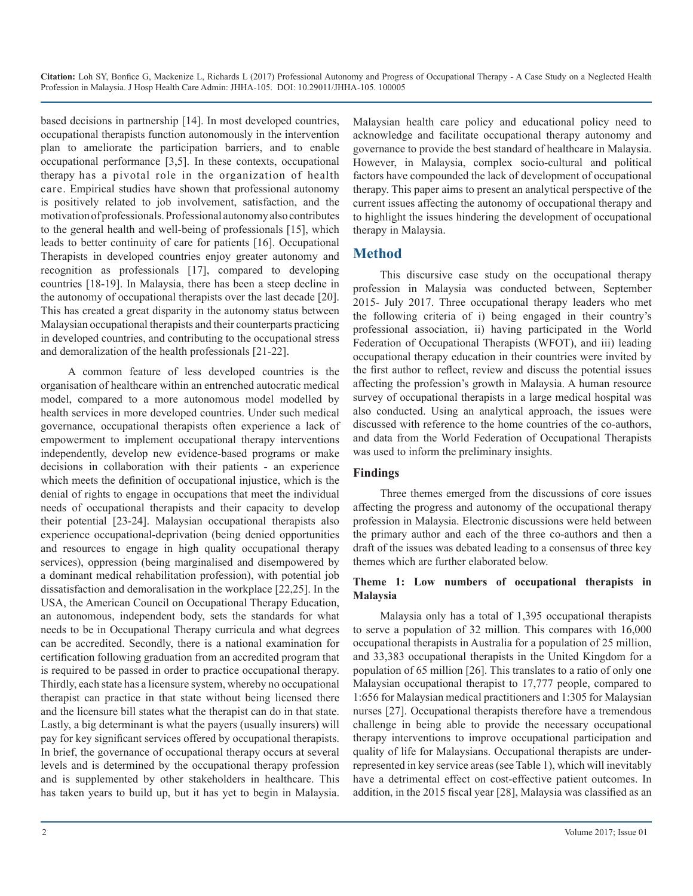based decisions in partnership [14]. In most developed countries, occupational therapists function autonomously in the intervention plan to ameliorate the participation barriers, and to enable occupational performance [3,5]. In these contexts, occupational therapy has a pivotal role in the organization of health care. Empirical studies have shown that professional autonomy is positively related to job involvement, satisfaction, and the motivation of professionals. Professional autonomy also contributes to the general health and well-being of professionals [15], which leads to better continuity of care for patients [16]. Occupational Therapists in developed countries enjoy greater autonomy and recognition as professionals [17], compared to developing countries [18-19]. In Malaysia, there has been a steep decline in the autonomy of occupational therapists over the last decade [20]. This has created a great disparity in the autonomy status between Malaysian occupational therapists and their counterparts practicing in developed countries, and contributing to the occupational stress and demoralization of the health professionals [21-22].

A common feature of less developed countries is the organisation of healthcare within an entrenched autocratic medical model, compared to a more autonomous model modelled by health services in more developed countries. Under such medical governance, occupational therapists often experience a lack of empowerment to implement occupational therapy interventions independently, develop new evidence-based programs or make decisions in collaboration with their patients - an experience which meets the definition of occupational injustice, which is the denial of rights to engage in occupations that meet the individual needs of occupational therapists and their capacity to develop their potential [23-24]. Malaysian occupational therapists also experience occupational-deprivation (being denied opportunities and resources to engage in high quality occupational therapy services), oppression (being marginalised and disempowered by a dominant medical rehabilitation profession), with potential job dissatisfaction and demoralisation in the workplace [22,25]. In the USA, the American Council on Occupational Therapy Education, an autonomous, independent body, sets the standards for what needs to be in Occupational Therapy curricula and what degrees can be accredited. Secondly, there is a national examination for certification following graduation from an accredited program that is required to be passed in order to practice occupational therapy. Thirdly, each state has a licensure system, whereby no occupational therapist can practice in that state without being licensed there and the licensure bill states what the therapist can do in that state. Lastly, a big determinant is what the payers (usually insurers) will pay for key significant services offered by occupational therapists. In brief, the governance of occupational therapy occurs at several levels and is determined by the occupational therapy profession and is supplemented by other stakeholders in healthcare. This has taken years to build up, but it has yet to begin in Malaysia. Malaysian health care policy and educational policy need to acknowledge and facilitate occupational therapy autonomy and governance to provide the best standard of healthcare in Malaysia. However, in Malaysia, complex socio-cultural and political factors have compounded the lack of development of occupational therapy. This paper aims to present an analytical perspective of the current issues affecting the autonomy of occupational therapy and to highlight the issues hindering the development of occupational therapy in Malaysia.

## Method

This discursive case study on the occupational therapy profession in Malaysia was conducted between, September 2015- July 2017. Three occupational therapy leaders who met the following criteria of i) being engaged in their country's professional association, ii) having participated in the World Federation of Occupational Therapists (WFOT), and iii) leading occupational therapy education in their countries were invited by the first author to reflect, review and discuss the potential issues affecting the profession's growth in Malaysia. A human resource survey of occupational therapists in a large medical hospital was also conducted. Using an analytical approach, the issues were discussed with reference to the home countries of the co-authors, and data from the World Federation of Occupational Therapists was used to inform the preliminary insights.

### Findings

Three themes emerged from the discussions of core issues affecting the progress and autonomy of the occupational therapy profession in Malaysia. Electronic discussions were held between the primary author and each of the three co-authors and then a draft of the issues was debated leading to a consensus of three key themes which are further elaborated below.

#### Theme 1: Low numbers of occupational therapists in Malaysia

Malaysia only has a total of 1,395 occupational therapists to serve a population of 32 million. This compares with 16,000 occupational therapists in Australia for a population of 25 million, and 33,383 occupational therapists in the United Kingdom for a population of 65 million [26]. This translates to a ratio of only one Malaysian occupational therapist to 17,777 people, compared to 1:656 for Malaysian medical practitioners and 1:305 for Malaysian nurses [27]. Occupational therapists therefore have a tremendous challenge in being able to provide the necessary occupational therapy interventions to improve occupational participation and quality of life for Malaysians. Occupational therapists are under-represented in key service areas (see Table 1), which will inevitably have a detrimental effect on cost-effective patient outcomes. In addition, in the 2015 fiscal year [28], Malaysia was classified as an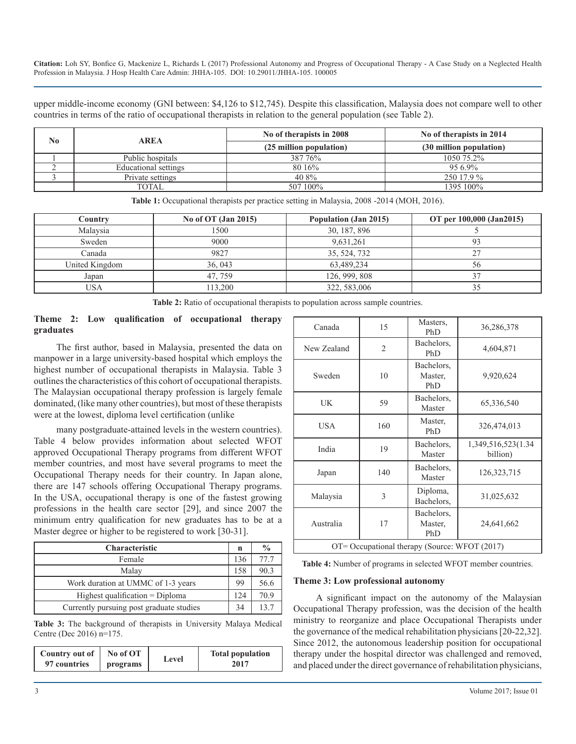upper middle-income economy (GNI between: $4,126 to $12,745). Despite this classification, Malaysia does not compare well to other countries in terms of the ratio of occupational therapists in relation to the general population (see Table 2).

| No | AREA | No of therapists in 2008 | No of therapists in 2014 |
|---|---|---|---|
| | | (25 million population) | (30 million population) |
| 1 | Public hospitals | 387 76% | 1050 75.2% |
| 2 | Educational settings | 80 16% | 95 6.9% |
| 3 | Private settings | 40 8% | 250 17.9 % |
| | TOTAL | 507 100% | 1395 100% |

**Table 1:** Occupational therapists per practice setting in Malaysia, 2008 -2014 (MOH, 2016).

| Country | No of OT (Jan 2015) | Population (Jan 2015) | OT per 100,000 (Jan2015) |
|---|---|---|---|
| Malaysia | 1500 | 30, 187, 896 | 5 |
| Sweden | 9000 | 9,631,261 | 93 |
| Canada | 9827 | 35, 524, 732 | 27 |
| United Kingdom | 36, 043 | 63,489,234 | 56 |
| Japan | 47, 759 | 126, 999, 808 | 37 |
| USA | 113,200 | 322, 583,006 | 35 |

**Table 2:** Ratio of occupational therapists to population across sample countries.

### Theme 2: Low qualification of occupational therapy graduates

The first author, based in Malaysia, presented the data on manpower in a large university-based hospital which employs the highest number of occupational therapists in Malaysia. Table 3 outlines the characteristics of this cohort of occupational therapists. The Malaysian occupational therapy profession is largely female dominated, (like many other countries), but most of these therapists were at the lowest, diploma level certification (unlike many postgraduate-attained levels in the western countries). Table 4 below provides information about selected WFOT approved Occupational Therapy programs from different WFOT member countries, and most have several programs to meet the Occupational Therapy needs for their country. In Japan alone, there are 147 schools offering Occupational Therapy programs. In the USA, occupational therapy is one of the fastest growing professions in the health care sector [29], and since 2007 the minimum entry qualification for new graduates has to be at a Master degree or higher to be registered to work [30-31].

| Characteristic | n | % |
|---|---|---|
| Female | 136 | 77.7 |
| Malay | 158 | 90.3 |
| Work duration at UMMC of 1-3 years | 99 | 56.6 |
| Highest qualification = Diploma | 124 | 70.9 |
| Currently pursuing post graduate studies | 34 | 13.7 |

**Table 3:** The background of therapists in University Malaya Medical Centre (Dec 2016) n=175.

| Country out of 97 countries | No of OT programs | Level | Total population 2017 |
|---|---|---|---|
| Canada | 15 | Masters, PhD | 36,286,378 |
| New Zealand | 2 | Bachelors, PhD | 4,604,871 |
| Sweden | 10 | Bachelors, Master, PhD | 9,920,624 |
| UK | 59 | Bachelors, Master | 65,336,540 |
| USA | 160 | Master, PhD | 326,474,013 |
| India | 19 | Bachelors, Master | 1,349,516,523(1.34 billion) |
| Japan | 140 | Bachelors, Master | 126,323,715 |
| Malaysia | 3 | Diploma, Bachelors, | 31,025,632 |
| Australia | 17 | Bachelors, Master, PhD | 24,641,662 |
| OT= Occupational therapy (Source: WFOT (2017) | | | |

**Table 4:** Number of programs in selected WFOT member countries.

### Theme 3: Low professional autonomy

A significant impact on the autonomy of the Malaysian Occupational Therapy profession, was the decision of the health ministry to reorganize and place Occupational Therapists under the governance of the medical rehabilitation physicians [20-22,32]. Since 2012, the autonomous leadership position for occupational therapy under the hospital director was challenged and removed, and placed under the direct governance of rehabilitation physicians,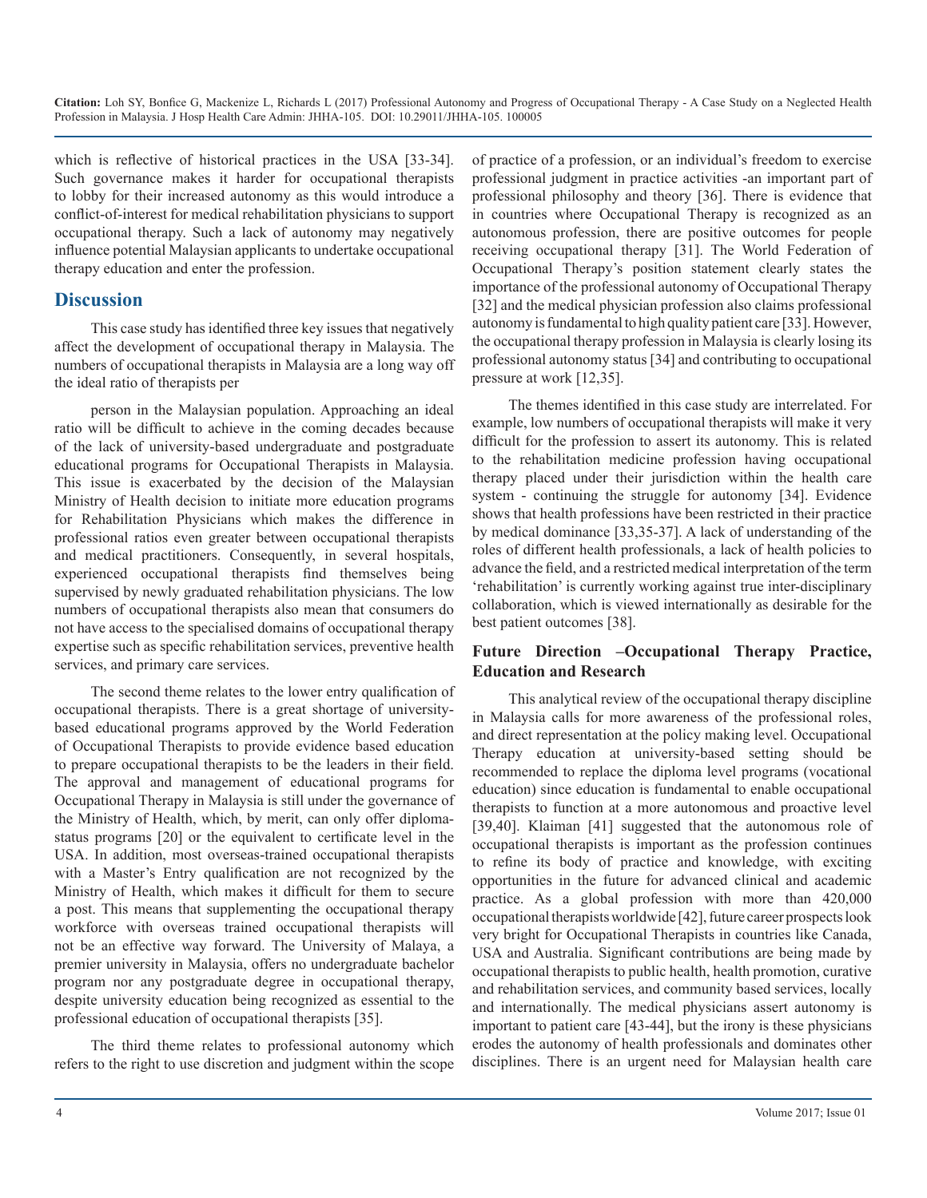which is reflective of historical practices in the USA [33-34]. Such governance makes it harder for occupational therapists to lobby for their increased autonomy as this would introduce a conflict-of-interest for medical rehabilitation physicians to support occupational therapy. Such a lack of autonomy may negatively influence potential Malaysian applicants to undertake occupational therapy education and enter the profession.

## Discussion

This case study has identified three key issues that negatively affect the development of occupational therapy in Malaysia. The numbers of occupational therapists in Malaysia are a long way off the ideal ratio of therapists per

person in the Malaysian population. Approaching an ideal ratio will be difficult to achieve in the coming decades because of the lack of university-based undergraduate and postgraduate educational programs for Occupational Therapists in Malaysia. This issue is exacerbated by the decision of the Malaysian Ministry of Health decision to initiate more education programs for Rehabilitation Physicians which makes the difference in professional ratios even greater between occupational therapists and medical practitioners. Consequently, in several hospitals, experienced occupational therapists find themselves being supervised by newly graduated rehabilitation physicians. The low numbers of occupational therapists also mean that consumers do not have access to the specialised domains of occupational therapy expertise such as specific rehabilitation services, preventive health services, and primary care services.

The second theme relates to the lower entry qualification of occupational therapists. There is a great shortage of university-based educational programs approved by the World Federation of Occupational Therapists to provide evidence based education to prepare occupational therapists to be the leaders in their field. The approval and management of educational programs for Occupational Therapy in Malaysia is still under the governance of the Ministry of Health, which, by merit, can only offer diploma-status programs [20] or the equivalent to certificate level in the USA. In addition, most overseas-trained occupational therapists with a Master's Entry qualification are not recognized by the Ministry of Health, which makes it difficult for them to secure a post. This means that supplementing the occupational therapy workforce with overseas trained occupational therapists will not be an effective way forward. The University of Malaya, a premier university in Malaysia, offers no undergraduate bachelor program nor any postgraduate degree in occupational therapy, despite university education being recognized as essential to the professional education of occupational therapists [35].

The third theme relates to professional autonomy which refers to the right to use discretion and judgment within the scope of practice of a profession, or an individual's freedom to exercise professional judgment in practice activities -an important part of professional philosophy and theory [36]. There is evidence that in countries where Occupational Therapy is recognized as an autonomous profession, there are positive outcomes for people receiving occupational therapy [31]. The World Federation of Occupational Therapy's position statement clearly states the importance of the professional autonomy of Occupational Therapy [32] and the medical physician profession also claims professional autonomy is fundamental to high quality patient care [33]. However, the occupational therapy profession in Malaysia is clearly losing its professional autonomy status [34] and contributing to occupational pressure at work [12,35].

The themes identified in this case study are interrelated. For example, low numbers of occupational therapists will make it very difficult for the profession to assert its autonomy. This is related to the rehabilitation medicine profession having occupational therapy placed under their jurisdiction within the health care system - continuing the struggle for autonomy [34]. Evidence shows that health professions have been restricted in their practice by medical dominance [33,35-37]. A lack of understanding of the roles of different health professionals, a lack of health policies to advance the field, and a restricted medical interpretation of the term 'rehabilitation' is currently working against true inter-disciplinary collaboration, which is viewed internationally as desirable for the best patient outcomes [38].

### Future Direction –Occupational Therapy Practice, Education and Research

This analytical review of the occupational therapy discipline in Malaysia calls for more awareness of the professional roles, and direct representation at the policy making level. Occupational Therapy education at university-based setting should be recommended to replace the diploma level programs (vocational education) since education is fundamental to enable occupational therapists to function at a more autonomous and proactive level [39,40]. Klaiman [41] suggested that the autonomous role of occupational therapists is important as the profession continues to refine its body of practice and knowledge, with exciting opportunities in the future for advanced clinical and academic practice. As a global profession with more than 420,000 occupational therapists worldwide [42], future career prospects look very bright for Occupational Therapists in countries like Canada, USA and Australia. Significant contributions are being made by occupational therapists to public health, health promotion, curative and rehabilitation services, and community based services, locally and internationally. The medical physicians assert autonomy is important to patient care [43-44], but the irony is these physicians erodes the autonomy of health professionals and dominates other disciplines. There is an urgent need for Malaysian health care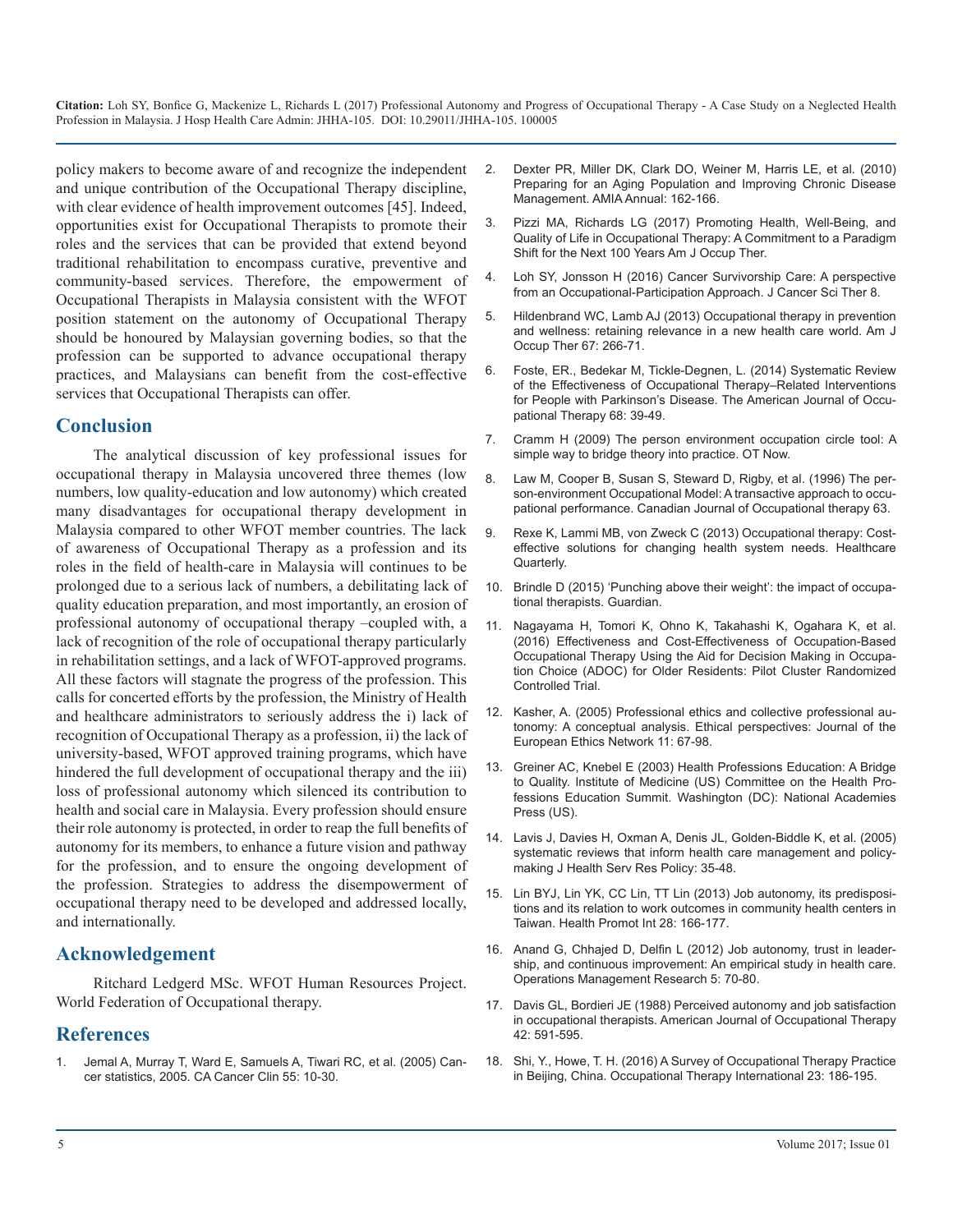policy makers to become aware of and recognize the independent and unique contribution of the Occupational Therapy discipline, with clear evidence of health improvement outcomes [45]. Indeed, opportunities exist for Occupational Therapists to promote their roles and the services that can be provided that extend beyond traditional rehabilitation to encompass curative, preventive and community-based services. Therefore, the empowerment of Occupational Therapists in Malaysia consistent with the WFOT position statement on the autonomy of Occupational Therapy should be honoured by Malaysian governing bodies, so that the profession can be supported to advance occupational therapy practices, and Malaysians can benefit from the cost-effective services that Occupational Therapists can offer.

## Conclusion

The analytical discussion of key professional issues for occupational therapy in Malaysia uncovered three themes (low numbers, low quality-education and low autonomy) which created many disadvantages for occupational therapy development in Malaysia compared to other WFOT member countries. The lack of awareness of Occupational Therapy as a profession and its roles in the field of health-care in Malaysia will continues to be prolonged due to a serious lack of numbers, a debilitating lack of quality education preparation, and most importantly, an erosion of professional autonomy of occupational therapy –coupled with, a lack of recognition of the role of occupational therapy particularly in rehabilitation settings, and a lack of WFOT-approved programs. All these factors will stagnate the progress of the profession. This calls for concerted efforts by the profession, the Ministry of Health and healthcare administrators to seriously address the i) lack of recognition of Occupational Therapy as a profession, ii) the lack of university-based, WFOT approved training programs, which have hindered the full development of occupational therapy and the iii) loss of professional autonomy which silenced its contribution to health and social care in Malaysia. Every profession should ensure their role autonomy is protected, in order to reap the full benefits of autonomy for its members, to enhance a future vision and pathway for the profession, and to ensure the ongoing development of the profession. Strategies to address the disempowerment of occupational therapy need to be developed and addressed locally, and internationally.

## Acknowledgement

Ritchard Ledgerd MSc. WFOT Human Resources Project. World Federation of Occupational therapy.

## References

1. Jemal A, Murray T, Ward E, Samuels A, Tiwari RC, et al. (2005) Cancer statistics, 2005. CA Cancer Clin 55: 10-30.
2. Dexter PR, Miller DK, Clark DO, Weiner M, Harris LE, et al. (2010) Preparing for an Aging Population and Improving Chronic Disease Management. AMIA Annual: 162-166.
3. Pizzi MA, Richards LG (2017) Promoting Health, Well-Being, and Quality of Life in Occupational Therapy: A Commitment to a Paradigm Shift for the Next 100 Years Am J Occup Ther.
4. Loh SY, Jonsson H (2016) Cancer Survivorship Care: A perspective from an Occupational-Participation Approach. J Cancer Sci Ther 8.
5. Hildenbrand WC, Lamb AJ (2013) Occupational therapy in prevention and wellness: retaining relevance in a new health care world. Am J Occup Ther 67: 266-71.
6. Foste, ER., Bedekar M, Tickle-Degnen, L. (2014) Systematic Review of the Effectiveness of Occupational Therapy–Related Interventions for People with Parkinson's Disease. The American Journal of Occupational Therapy 68: 39-49.
7. Cramm H (2009) The person environment occupation circle tool: A simple way to bridge theory into practice. OT Now.
8. Law M, Cooper B, Susan S, Steward D, Rigby, et al. (1996) The person-environment Occupational Model: A transactive approach to occupational performance. Canadian Journal of Occupational therapy 63.
9. Rexe K, Lammi MB, von Zweck C (2013) Occupational therapy: Cost-effective solutions for changing health system needs. Healthcare Quarterly.
10. Brindle D (2015) 'Punching above their weight': the impact of occupational therapists. Guardian.
11. Nagayama H, Tomori K, Ohno K, Takahashi K, Ogahara K, et al. (2016) Effectiveness and Cost-Effectiveness of Occupation-Based Occupational Therapy Using the Aid for Decision Making in Occupation Choice (ADOC) for Older Residents: Pilot Cluster Randomized Controlled Trial.
12. Kasher, A. (2005) Professional ethics and collective professional autonomy: A conceptual analysis. Ethical perspectives: Journal of the European Ethics Network 11: 67-98.
13. Greiner AC, Knebel E (2003) Health Professions Education: A Bridge to Quality. Institute of Medicine (US) Committee on the Health Professions Education Summit. Washington (DC): National Academies Press (US).
14. Lavis J, Davies H, Oxman A, Denis JL, Golden-Biddle K, et al. (2005) systematic reviews that inform health care management and policy-making J Health Serv Res Policy: 35-48.
15. Lin BYJ, Lin YK, CC Lin, TT Lin (2013) Job autonomy, its predispositions and its relation to work outcomes in community health centers in Taiwan. Health Promot Int 28: 166-177.
16. Anand G, Chhajed D, Delfin L (2012) Job autonomy, trust in leadership, and continuous improvement: An empirical study in health care. Operations Management Research 5: 70-80.
17. Davis GL, Bordieri JE (1988) Perceived autonomy and job satisfaction in occupational therapists. American Journal of Occupational Therapy 42: 591-595.
18. Shi, Y., Howe, T. H. (2016) A Survey of Occupational Therapy Practice in Beijing, China. Occupational Therapy International 23: 186-195.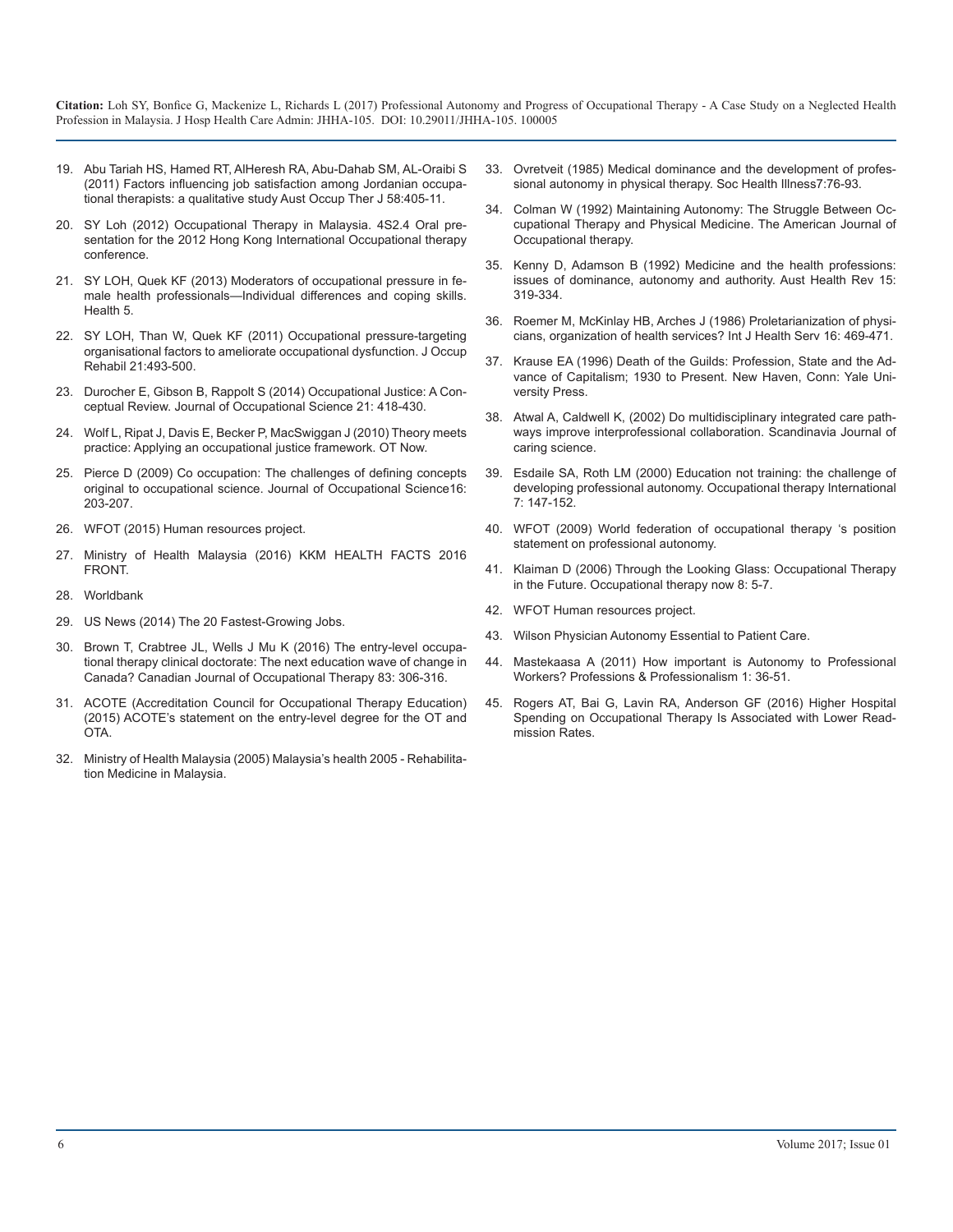19. Abu Tariah HS, Hamed RT, AlHeresh RA, Abu-Dahab SM, AL-Oraibi S (2011) Factors influencing job satisfaction among Jordanian occupational therapists: a qualitative study Aust Occup Ther J 58:405-11.

20. SY Loh (2012) Occupational Therapy in Malaysia. 4S2.4 Oral presentation for the 2012 Hong Kong International Occupational therapy conference.

21. SY LOH, Quek KF (2013) Moderators of occupational pressure in female health professionals—Individual differences and coping skills. Health 5.

22. SY LOH, Than W, Quek KF (2011) Occupational pressure-targeting organisational factors to ameliorate occupational dysfunction. J Occup Rehabil 21:493-500.

23. Durocher E, Gibson B, Rappolt S (2014) Occupational Justice: A Conceptual Review. Journal of Occupational Science 21: 418-430.

24. Wolf L, Ripat J, Davis E, Becker P, MacSwiggan J (2010) Theory meets practice: Applying an occupational justice framework. OT Now.

25. Pierce D (2009) Co occupation: The challenges of defining concepts original to occupational science. Journal of Occupational Science16: 203-207.

26. WFOT (2015) Human resources project.

27. Ministry of Health Malaysia (2016) KKM HEALTH FACTS 2016 FRONT.

28. Worldbank

29. US News (2014) The 20 Fastest-Growing Jobs.

30. Brown T, Crabtree JL, Wells J Mu K (2016) The entry-level occupational therapy clinical doctorate: The next education wave of change in Canada? Canadian Journal of Occupational Therapy 83: 306-316.

31. ACOTE (Accreditation Council for Occupational Therapy Education) (2015) ACOTE's statement on the entry-level degree for the OT and OTA.

32. Ministry of Health Malaysia (2005) Malaysia's health 2005 - Rehabilitation Medicine in Malaysia.

33. Ovretveit (1985) Medical dominance and the development of professional autonomy in physical therapy. Soc Health Illness7:76-93.

34. Colman W (1992) Maintaining Autonomy: The Struggle Between Occupational Therapy and Physical Medicine. The American Journal of Occupational therapy.

35. Kenny D, Adamson B (1992) Medicine and the health professions: issues of dominance, autonomy and authority. Aust Health Rev 15: 319-334.

36. Roemer M, McKinlay HB, Arches J (1986) Proletarianization of physicians, organization of health services? Int J Health Serv 16: 469-471.

37. Krause EA (1996) Death of the Guilds: Profession, State and the Advance of Capitalism; 1930 to Present. New Haven, Conn: Yale University Press.

38. Atwal A, Caldwell K, (2002) Do multidisciplinary integrated care pathways improve interprofessional collaboration. Scandinavia Journal of caring science.

39. Esdaile SA, Roth LM (2000) Education not training: the challenge of developing professional autonomy. Occupational therapy International 7: 147-152.

40. WFOT (2009) World federation of occupational therapy 's position statement on professional autonomy.

41. Klaiman D (2006) Through the Looking Glass: Occupational Therapy in the Future. Occupational therapy now 8: 5-7.

42. WFOT Human resources project.

43. Wilson Physician Autonomy Essential to Patient Care.

44. Mastekaasa A (2011) How important is Autonomy to Professional Workers? Professions & Professionalism 1: 36-51.

45. Rogers AT, Bai G, Lavin RA, Anderson GF (2016) Higher Hospital Spending on Occupational Therapy Is Associated with Lower Readmission Rates.